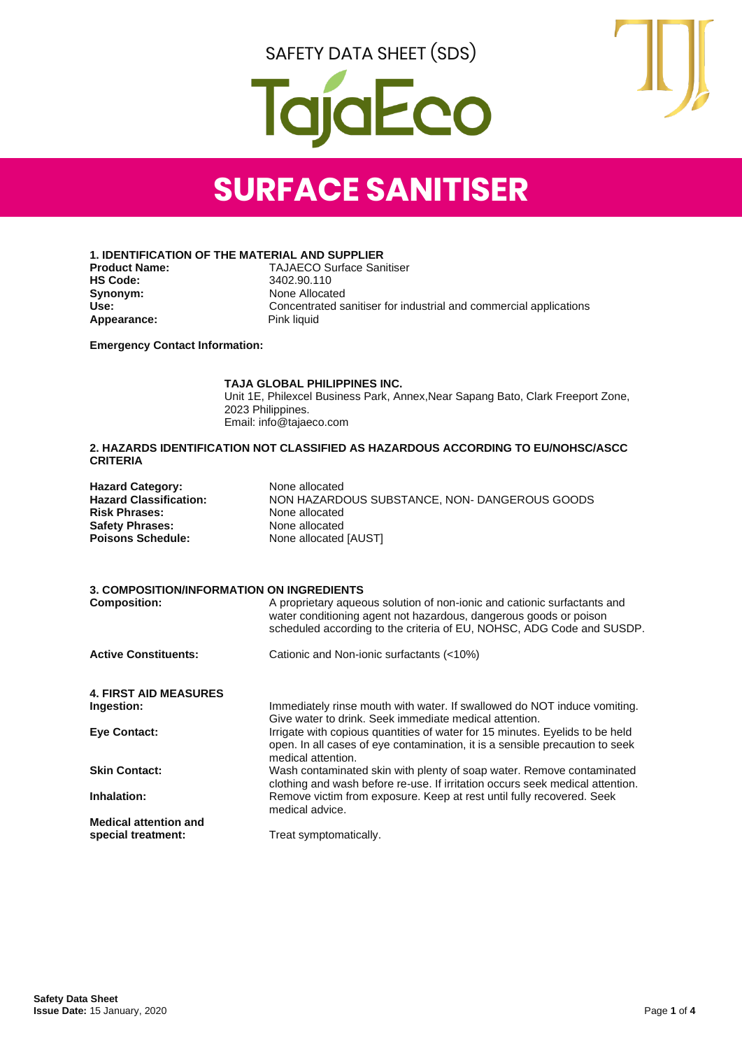SAFETY DATA SHEET (SDS)

TajaEco

# SURFACE SANITISER

## 1. IDENTIFICATION OF THE MATERIAL AND SUPPLIER

| | |
|---|---|
| **Product Name:** | TAJAECO Surface Sanitiser |
| **HS Code:** | 3402.90.110 |
| **Synonym:** | None Allocated |
| **Use:** | Concentrated sanitiser for industrial and commercial applications |
| **Appearance:** | Pink liquid |

**Emergency Contact Information:**

**TAJA GLOBAL PHILIPPINES INC.**
Unit 1E, Philexcel Business Park, Annex,Near Sapang Bato, Clark Freeport Zone, 2023 Philippines.
Email: info@tajaeco.com

## 2. HAZARDS IDENTIFICATION NOT CLASSIFIED AS HAZARDOUS ACCORDING TO EU/NOHSC/ASCC CRITERIA

| | |
|---|---|
| **Hazard Category:** | None allocated |
| **Hazard Classification:** | NON HAZARDOUS SUBSTANCE, NON- DANGEROUS GOODS |
| **Risk Phrases:** | None allocated |
| **Safety Phrases:** | None allocated |
| **Poisons Schedule:** | None allocated [AUST] |

## 3. COMPOSITION/INFORMATION ON INGREDIENTS

| | |
|---|---|
| **Composition:** | A proprietary aqueous solution of non-ionic and cationic surfactants and water conditioning agent not hazardous, dangerous goods or poison scheduled according to the criteria of EU, NOHSC, ADG Code and SUSDP. |
| **Active Constituents:** | Cationic and Non-ionic surfactants (<10%) |

## 4. FIRST AID MEASURES

| | |
|---|---|
| **Ingestion:** | Immediately rinse mouth with water. If swallowed do NOT induce vomiting. Give water to drink. Seek immediate medical attention. |
| **Eye Contact:** | Irrigate with copious quantities of water for 15 minutes. Eyelids to be held open. In all cases of eye contamination, it is a sensible precaution to seek medical attention. |
| **Skin Contact:** | Wash contaminated skin with plenty of soap water. Remove contaminated clothing and wash before re-use. If irritation occurs seek medical attention. |
| **Inhalation:** | Remove victim from exposure. Keep at rest until fully recovered. Seek medical advice. |
| **Medical attention and special treatment:** | Treat symptomatically. |

**Safety Data Sheet**
**Issue Date:** 15 January, 2020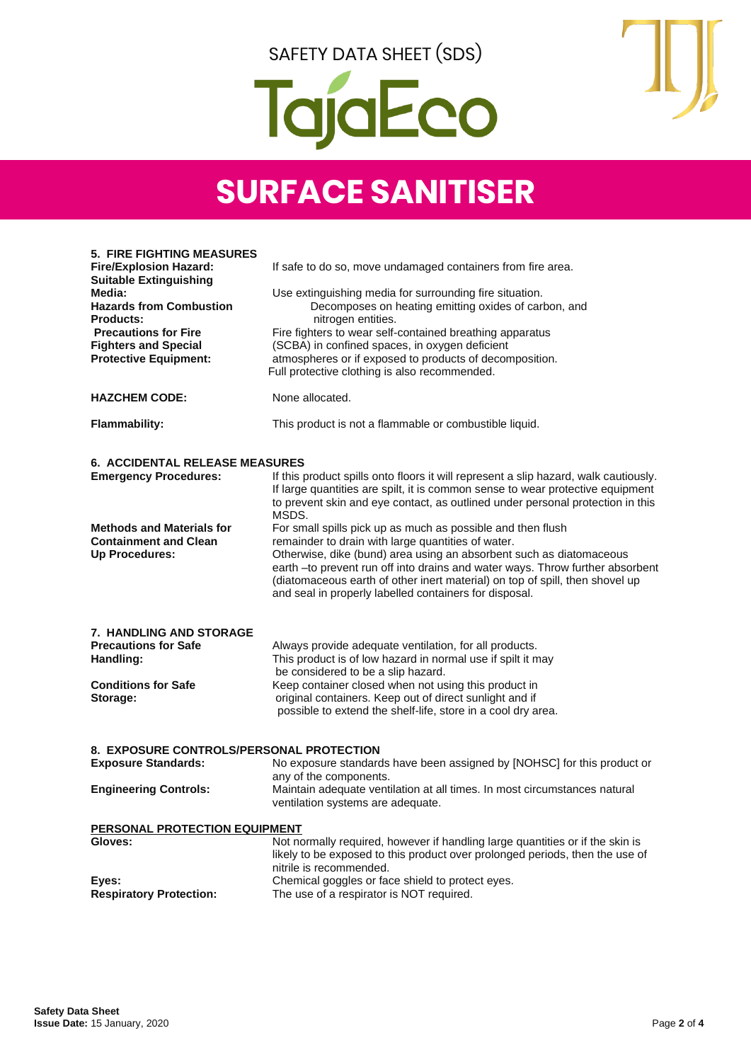SAFETY DATA SHEET (SDS)

TajaEco

# SURFACE SANITISER

## 5. FIRE FIGHTING MEASURES

**Fire/Explosion Hazard:** If safe to do so, move undamaged containers from fire area.

**Suitable Extinguishing Media:** Use extinguishing media for surrounding fire situation.

**Hazards from Combustion Products:** Decomposes on heating emitting oxides of carbon, and nitrogen entities.

**Precautions for Fire Fighters and Special Protective Equipment:** Fire fighters to wear self-contained breathing apparatus (SCBA) in confined spaces, in oxygen deficient atmospheres or if exposed to products of decomposition. Full protective clothing is also recommended.

**HAZCHEM CODE:** None allocated.

**Flammability:** This product is not a flammable or combustible liquid.

## 6. ACCIDENTAL RELEASE MEASURES

**Emergency Procedures:** If this product spills onto floors it will represent a slip hazard, walk cautiously. If large quantities are spilt, it is common sense to wear protective equipment to prevent skin and eye contact, as outlined under personal protection in this MSDS.

**Methods and Materials for Containment and Clean Up Procedures:** For small spills pick up as much as possible and then flush remainder to drain with large quantities of water. Otherwise, dike (bund) area using an absorbent such as diatomaceous earth –to prevent run off into drains and water ways. Throw further absorbent (diatomaceous earth of other inert material) on top of spill, then shovel up and seal in properly labelled containers for disposal.

## 7. HANDLING AND STORAGE

**Precautions for Safe Handling:** Always provide adequate ventilation, for all products. This product is of low hazard in normal use if spilt it may be considered to be a slip hazard.

**Conditions for Safe Storage:** Keep container closed when not using this product in original containers. Keep out of direct sunlight and if possible to extend the shelf-life, store in a cool dry area.

## 8. EXPOSURE CONTROLS/PERSONAL PROTECTION

**Exposure Standards:** No exposure standards have been assigned by [NOHSC] for this product or any of the components.

**Engineering Controls:** Maintain adequate ventilation at all times. In most circumstances natural ventilation systems are adequate.

### PERSONAL PROTECTION EQUIPMENT

**Gloves:** Not normally required, however if handling large quantities or if the skin is likely to be exposed to this product over prolonged periods, then the use of nitrile is recommended.

**Eyes:** Chemical goggles or face shield to protect eyes.

**Respiratory Protection:** The use of a respirator is NOT required.

**Safety Data Sheet**
**Issue Date:** 15 January, 2020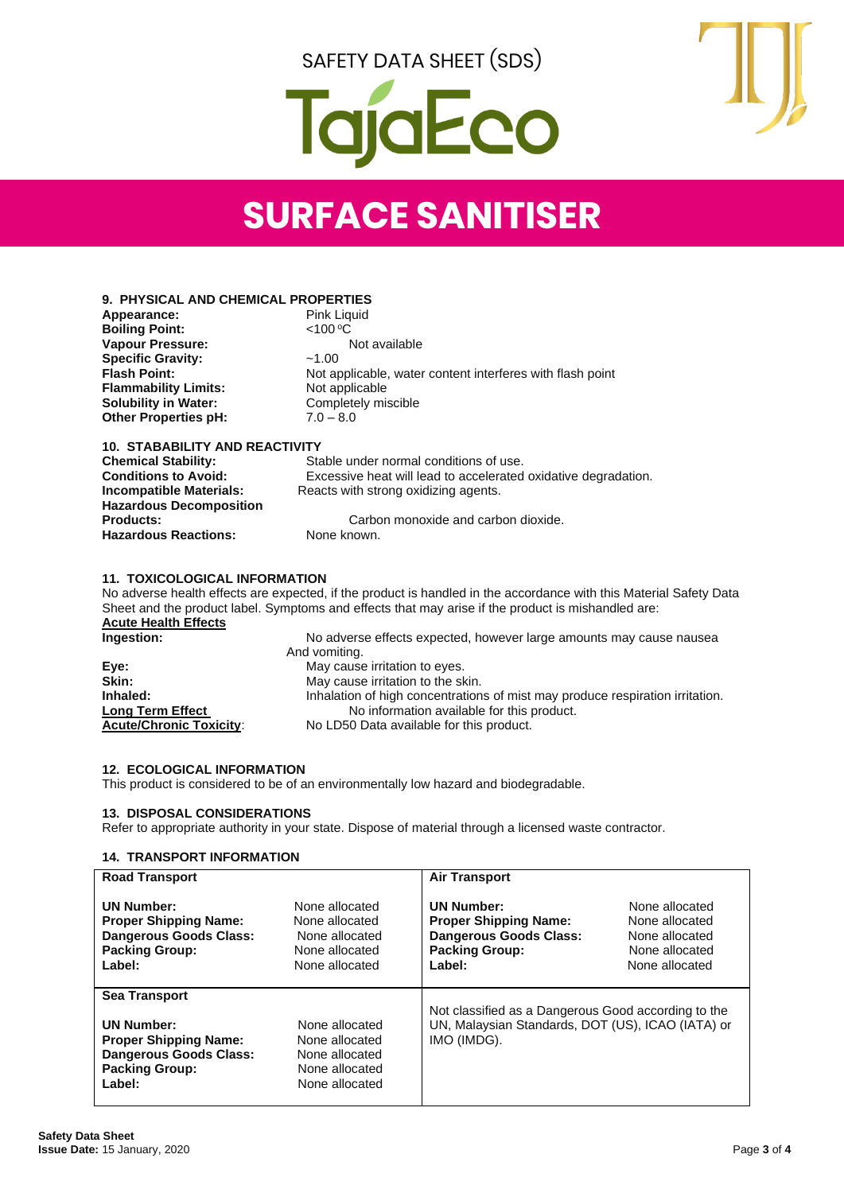SAFETY DATA SHEET (SDS)

TajaEco

# SURFACE SANITISER

## 9. PHYSICAL AND CHEMICAL PROPERTIES

**Appearance:** Pink Liquid
**Boiling Point:** <100 ºC
**Vapour Pressure:** Not available
**Specific Gravity:** ~1.00
**Flash Point:** Not applicable, water content interferes with flash point
**Flammability Limits:** Not applicable
**Solubility in Water:** Completely miscible
**Other Properties pH:** 7.0 – 8.0

## 10. STABABILITY AND REACTIVITY

**Chemical Stability:** Stable under normal conditions of use.
**Conditions to Avoid:** Excessive heat will lead to accelerated oxidative degradation.
**Incompatible Materials:** Reacts with strong oxidizing agents.
**Hazardous Decomposition Products:** Carbon monoxide and carbon dioxide.
**Hazardous Reactions:** None known.

## 11. TOXICOLOGICAL INFORMATION

No adverse health effects are expected, if the product is handled in the accordance with this Material Safety Data Sheet and the product label. Symptoms and effects that may arise if the product is mishandled are:

**Acute Health Effects**

**Ingestion:** No adverse effects expected, however large amounts may cause nausea And vomiting.
**Eye:** May cause irritation to eyes.
**Skin:** May cause irritation to the skin.
**Inhaled:** Inhalation of high concentrations of mist may produce respiration irritation.
**Long Term Effect** No information available for this product.
**Acute/Chronic Toxicity:** No LD50 Data available for this product.

## 12. ECOLOGICAL INFORMATION

This product is considered to be of an environmentally low hazard and biodegradable.

## 13. DISPOSAL CONSIDERATIONS

Refer to appropriate authority in your state. Dispose of material through a licensed waste contractor.

## 14. TRANSPORT INFORMATION

| Road Transport | | Air Transport | |
|---|---|---|---|
| **UN Number:** | None allocated | **UN Number:** | None allocated |
| **Proper Shipping Name:** | None allocated | **Proper Shipping Name:** | None allocated |
| **Dangerous Goods Class:** | None allocated | **Dangerous Goods Class:** | None allocated |
| **Packing Group:** | None allocated | **Packing Group:** | None allocated |
| **Label:** | None allocated | **Label:** | None allocated |
| **Sea Transport** | | Not classified as a Dangerous Good according to the UN, Malaysian Standards, DOT (US), ICAO (IATA) or IMO (IMDG). | |
| **UN Number:** | None allocated | | |
| **Proper Shipping Name:** | None allocated | | |
| **Dangerous Goods Class:** | None allocated | | |
| **Packing Group:** | None allocated | | |
| **Label:** | None allocated | | |

**Safety Data Sheet**
**Issue Date:** 15 January, 2020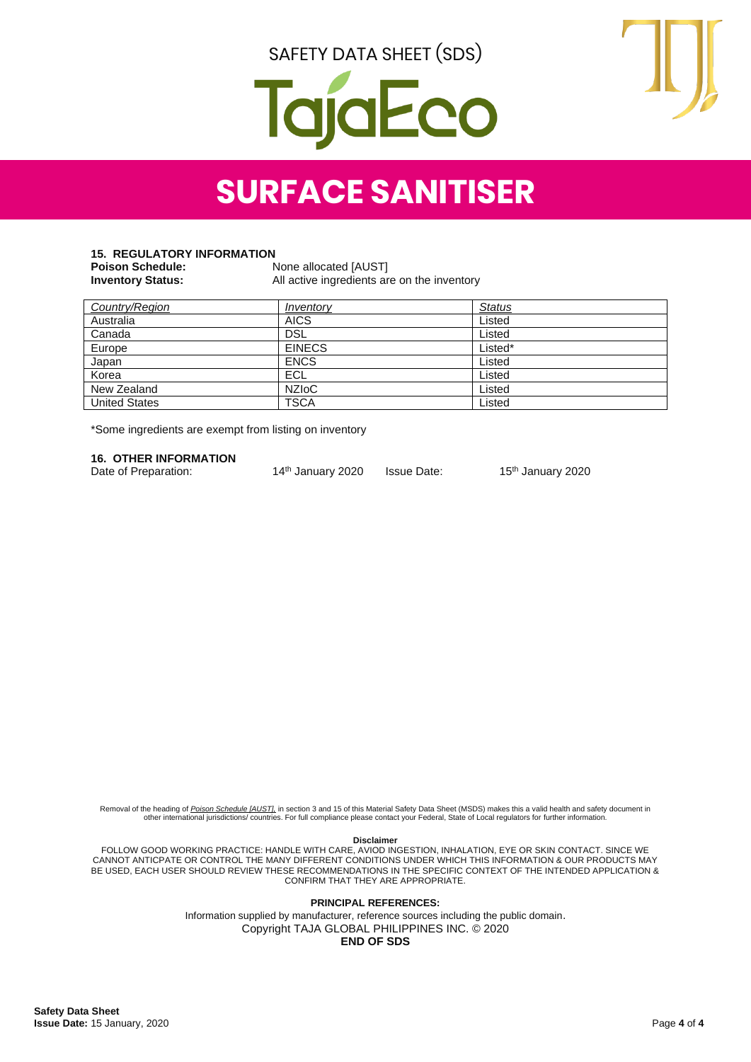SAFETY DATA SHEET (SDS)

TajaEco

# SURFACE SANITISER

## 15. REGULATORY INFORMATION

**Poison Schedule:** None allocated [AUST]
**Inventory Status:** All active ingredients are on the inventory

| *Country/Region* | *Inventory* | *Status* |
|---|---|---|
| Australia | AICS | Listed |
| Canada | DSL | Listed |
| Europe | EINECS | Listed* |
| Japan | ENCS | Listed |
| Korea | ECL | Listed |
| New Zealand | NZIoC | Listed |
| United States | TSCA | Listed |

*Some ingredients are exempt from listing on inventory

## 16. OTHER INFORMATION

Date of Preparation: 14th January 2020 Issue Date: 15th January 2020

Removal of the heading of *Poison Schedule [AUST],* in section 3 and 15 of this Material Safety Data Sheet (MSDS) makes this a valid health and safety document in other international jurisdictions/ countries. For full compliance please contact your Federal, State of Local regulators for further information.

**Disclaimer**

FOLLOW GOOD WORKING PRACTICE: HANDLE WITH CARE, AVIOD INGESTION, INHALATION, EYE OR SKIN CONTACT. SINCE WE CANNOT ANTICPATE OR CONTROL THE MANY DIFFERENT CONDITIONS UNDER WHICH THIS INFORMATION & OUR PRODUCTS MAY BE USED, EACH USER SHOULD REVIEW THESE RECOMMENDATIONS IN THE SPECIFIC CONTEXT OF THE INTENDED APPLICATION & CONFIRM THAT THEY ARE APPROPRIATE.

**PRINCIPAL REFERENCES:**

Information supplied by manufacturer, reference sources including the public domain.

Copyright TAJA GLOBAL PHILIPPINES INC. © 2020

**END OF SDS**